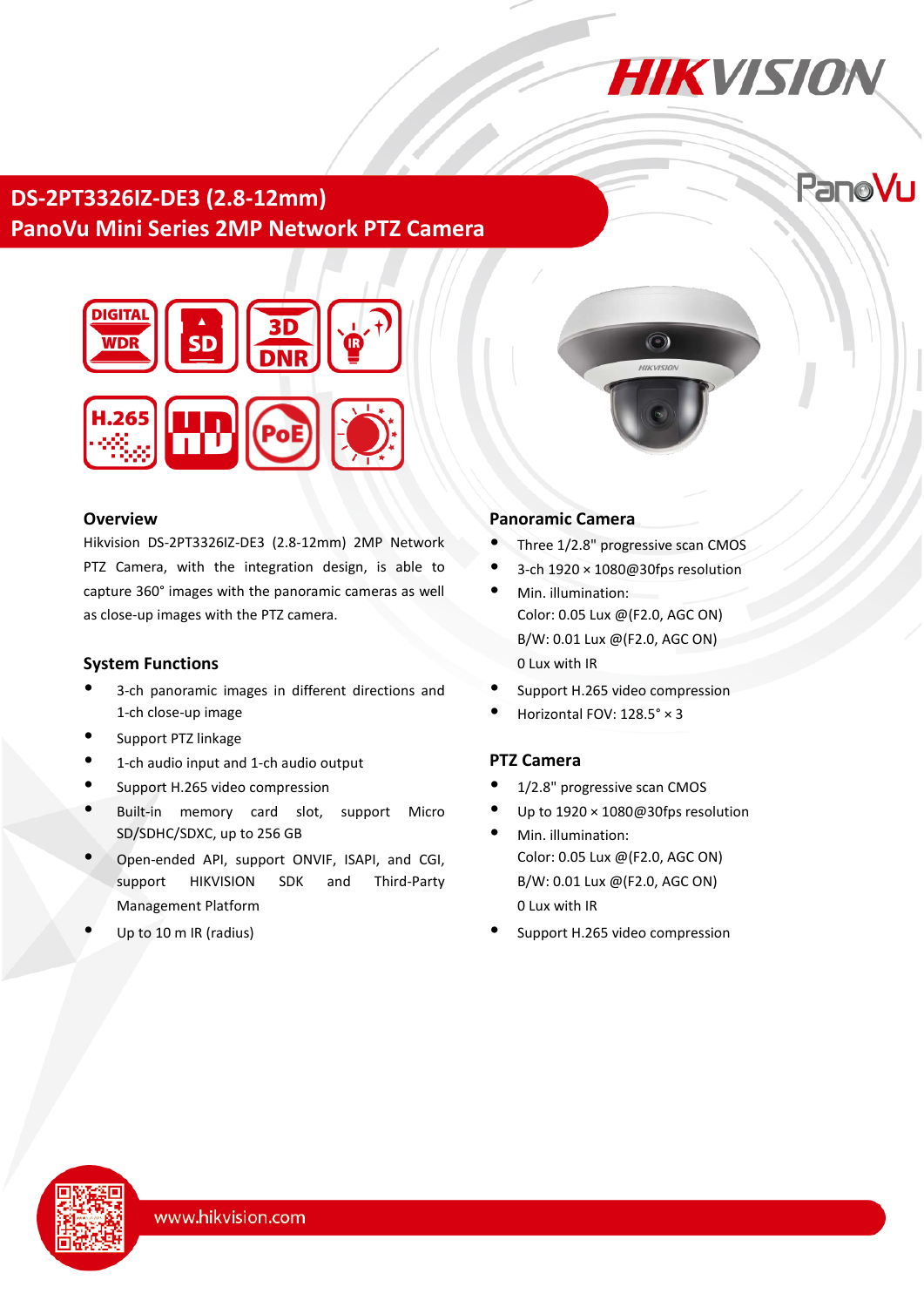# DS-2PT3326IZ-DE3 (2.8-12mm)
# PanoVu Mini Series 2MP Network PTZ Camera

## Overview

Hikvision DS-2PT3326IZ-DE3 (2.8-12mm) 2MP Network PTZ Camera, with the integration design, is able to capture 360° images with the panoramic cameras as well as close-up images with the PTZ camera.

## System Functions

- 3-ch panoramic images in different directions and 1-ch close-up image
- Support PTZ linkage
- 1-ch audio input and 1-ch audio output
- Support H.265 video compression
- Built-in memory card slot, support Micro SD/SDHC/SDXC, up to 256 GB
- Open-ended API, support ONVIF, ISAPI, and CGI, support HIKVISION SDK and Third-Party Management Platform
- Up to 10 m IR (radius)

## Panoramic Camera

- Three 1/2.8" progressive scan CMOS
- 3-ch 1920 × 1080@30fps resolution
- Min. illumination:
  Color: 0.05 Lux @(F2.0, AGC ON)
  B/W: 0.01 Lux @(F2.0, AGC ON)
  0 Lux with IR
- Support H.265 video compression
- Horizontal FOV: 128.5° × 3

## PTZ Camera

- 1/2.8" progressive scan CMOS
- Up to 1920 × 1080@30fps resolution
- Min. illumination:
  Color: 0.05 Lux @(F2.0, AGC ON)
  B/W: 0.01 Lux @(F2.0, AGC ON)
  0 Lux with IR
- Support H.265 video compression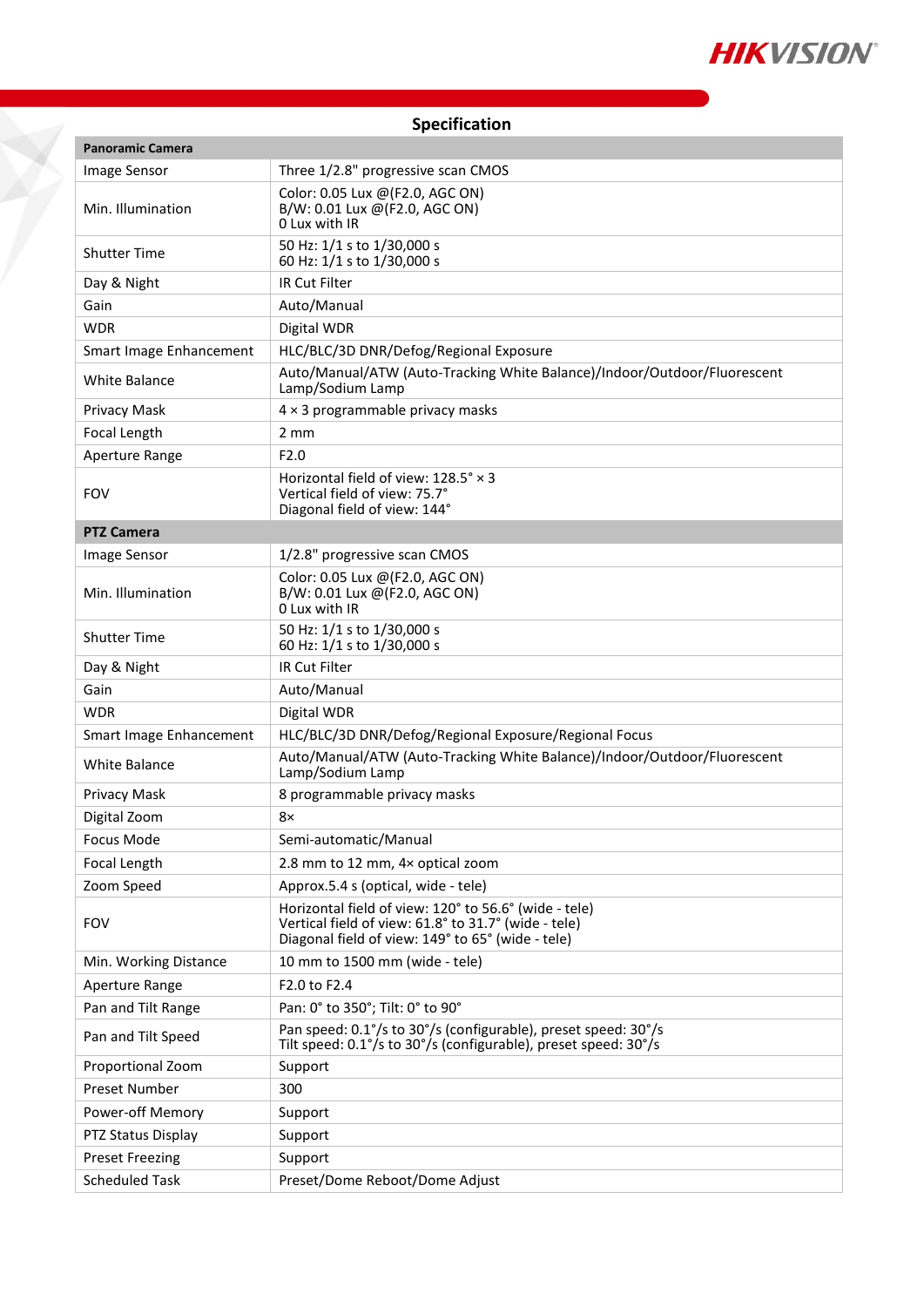## Specification

| **Panoramic Camera** | |
|---|---|
| Image Sensor | Three 1/2.8" progressive scan CMOS |
| Min. Illumination | Color: 0.05 Lux @(F2.0, AGC ON)<br>B/W: 0.01 Lux @(F2.0, AGC ON)<br>0 Lux with IR |
| Shutter Time | 50 Hz: 1/1 s to 1/30,000 s<br>60 Hz: 1/1 s to 1/30,000 s |
| Day & Night | IR Cut Filter |
| Gain | Auto/Manual |
| WDR | Digital WDR |
| Smart Image Enhancement | HLC/BLC/3D DNR/Defog/Regional Exposure |
| White Balance | Auto/Manual/ATW (Auto-Tracking White Balance)/Indoor/Outdoor/Fluorescent Lamp/Sodium Lamp |
| Privacy Mask | 4 × 3 programmable privacy masks |
| Focal Length | 2 mm |
| Aperture Range | F2.0 |
| FOV | Horizontal field of view: 128.5° × 3<br>Vertical field of view: 75.7°<br>Diagonal field of view: 144° |
| **PTZ Camera** | |
| Image Sensor | 1/2.8" progressive scan CMOS |
| Min. Illumination | Color: 0.05 Lux @(F2.0, AGC ON)<br>B/W: 0.01 Lux @(F2.0, AGC ON)<br>0 Lux with IR |
| Shutter Time | 50 Hz: 1/1 s to 1/30,000 s<br>60 Hz: 1/1 s to 1/30,000 s |
| Day & Night | IR Cut Filter |
| Gain | Auto/Manual |
| WDR | Digital WDR |
| Smart Image Enhancement | HLC/BLC/3D DNR/Defog/Regional Exposure/Regional Focus |
| White Balance | Auto/Manual/ATW (Auto-Tracking White Balance)/Indoor/Outdoor/Fluorescent Lamp/Sodium Lamp |
| Privacy Mask | 8 programmable privacy masks |
| Digital Zoom | 8× |
| Focus Mode | Semi-automatic/Manual |
| Focal Length | 2.8 mm to 12 mm, 4× optical zoom |
| Zoom Speed | Approx.5.4 s (optical, wide - tele) |
| FOV | Horizontal field of view: 120° to 56.6° (wide - tele)<br>Vertical field of view: 61.8° to 31.7° (wide - tele)<br>Diagonal field of view: 149° to 65° (wide - tele) |
| Min. Working Distance | 10 mm to 1500 mm (wide - tele) |
| Aperture Range | F2.0 to F2.4 |
| Pan and Tilt Range | Pan: 0° to 350°; Tilt: 0° to 90° |
| Pan and Tilt Speed | Pan speed: 0.1°/s to 30°/s (configurable), preset speed: 30°/s<br>Tilt speed: 0.1°/s to 30°/s (configurable), preset speed: 30°/s |
| Proportional Zoom | Support |
| Preset Number | 300 |
| Power-off Memory | Support |
| PTZ Status Display | Support |
| Preset Freezing | Support |
| Scheduled Task | Preset/Dome Reboot/Dome Adjust |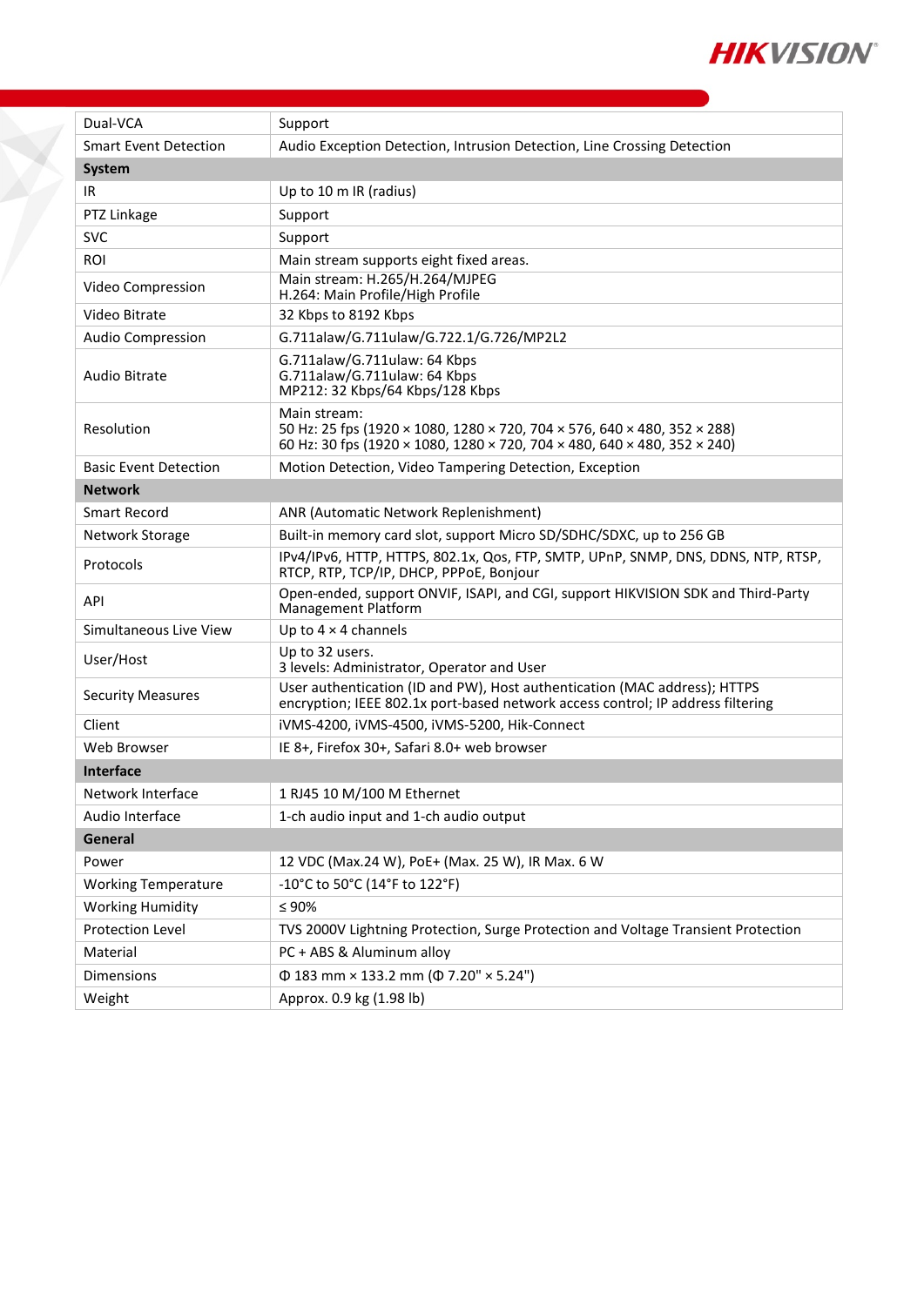| | |
|---|---|
| Dual-VCA | Support |
| Smart Event Detection | Audio Exception Detection, Intrusion Detection, Line Crossing Detection |
| **System** | |
| IR | Up to 10 m IR (radius) |
| PTZ Linkage | Support |
| SVC | Support |
| ROI | Main stream supports eight fixed areas. |
| Video Compression | Main stream: H.265/H.264/MJPEG<br>H.264: Main Profile/High Profile |
| Video Bitrate | 32 Kbps to 8192 Kbps |
| Audio Compression | G.711alaw/G.711ulaw/G.722.1/G.726/MP2L2 |
| Audio Bitrate | G.711alaw/G.711ulaw: 64 Kbps<br>G.711alaw/G.711ulaw: 64 Kbps<br>MP212: 32 Kbps/64 Kbps/128 Kbps |
| Resolution | Main stream:<br>50 Hz: 25 fps (1920 × 1080, 1280 × 720, 704 × 576, 640 × 480, 352 × 288)<br>60 Hz: 30 fps (1920 × 1080, 1280 × 720, 704 × 480, 640 × 480, 352 × 240) |
| Basic Event Detection | Motion Detection, Video Tampering Detection, Exception |
| **Network** | |
| Smart Record | ANR (Automatic Network Replenishment) |
| Network Storage | Built-in memory card slot, support Micro SD/SDHC/SDXC, up to 256 GB |
| Protocols | IPv4/IPv6, HTTP, HTTPS, 802.1x, Qos, FTP, SMTP, UPnP, SNMP, DNS, DDNS, NTP, RTSP, RTCP, RTP, TCP/IP, DHCP, PPPoE, Bonjour |
| API | Open-ended, support ONVIF, ISAPI, and CGI, support HIKVISION SDK and Third-Party Management Platform |
| Simultaneous Live View | Up to 4 × 4 channels |
| User/Host | Up to 32 users.<br>3 levels: Administrator, Operator and User |
| Security Measures | User authentication (ID and PW), Host authentication (MAC address); HTTPS encryption; IEEE 802.1x port-based network access control; IP address filtering |
| Client | iVMS-4200, iVMS-4500, iVMS-5200, Hik-Connect |
| Web Browser | IE 8+, Firefox 30+, Safari 8.0+ web browser |
| **Interface** | |
| Network Interface | 1 RJ45 10 M/100 M Ethernet |
| Audio Interface | 1-ch audio input and 1-ch audio output |
| **General** | |
| Power | 12 VDC (Max.24 W), PoE+ (Max. 25 W), IR Max. 6 W |
| Working Temperature | -10°C to 50°C (14°F to 122°F) |
| Working Humidity | ≤ 90% |
| Protection Level | TVS 2000V Lightning Protection, Surge Protection and Voltage Transient Protection |
| Material | PC + ABS & Aluminum alloy |
| Dimensions | Φ 183 mm × 133.2 mm (Φ 7.20" × 5.24") |
| Weight | Approx. 0.9 kg (1.98 lb) |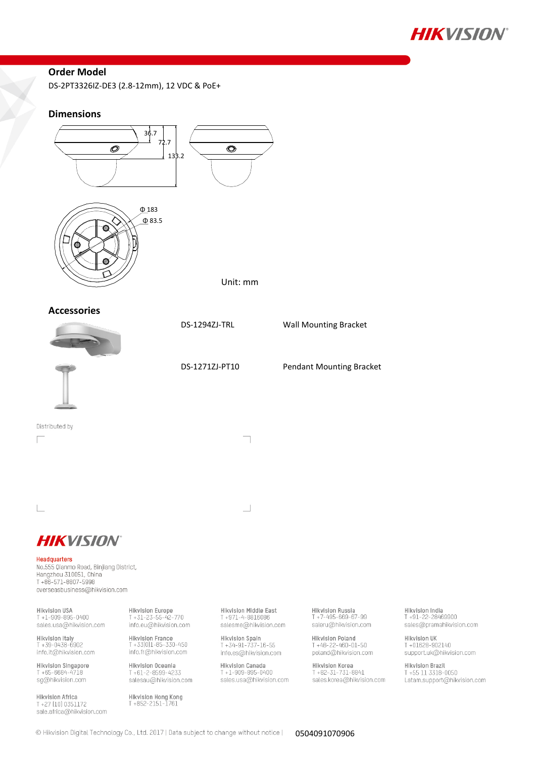## Order Model

DS-2PT3326IZ-DE3 (2.8-12mm), 12 VDC & PoE+

## Dimensions

36.7
72.7
133.2

Φ 183
Φ 83.5

Unit: mm

## Accessories

| | |
|---|---|
| DS-1294ZJ-TRL | Wall Mounting Bracket |
| DS-1271ZJ-PT10 | Pendant Mounting Bracket |

Distributed by

**HIKVISION**

Headquarters
No.555 Qianmo Road, Binjiang District,
Hangzhou 310051, China
T +86-571-8807-5998
overseasbusiness@hikvision.com

Hikvision USA
T +1-909-895-0400
sales.usa@hikvision.com

Hikvision Europe
T +31-23-55-42-770
info.eu@hikvision.com

Hikvision Middle East
T +971-4-8816086
salesme@hikvision.com

Hikvision Russia
T +7-495-669-67-99
saleru@hikvision.com

Hikvision India
T +91-22-28469900
sales@pramahikvision.com

Hikvision Italy
T +39-0438-6902
info.it@hikvision.com

Hikvision France
T +33(0)1-85-330-450
info.fr@hikvision.com

Hikvision Spain
T +34-91-737-16-55
info.es@hikvision.com

Hikvision Poland
T +48-22-460-01-50
poland@hikvision.com

Hikvision UK
T +01628-902140
support.uk@hikvision.com

Hikvision Singapore
T +65-6684-4718
sg@hikvision.com

Hikvision Oceania
T +61-2-8599-4233
salesau@hikvision.com

Hikvision Canada
T +1-909-895-0400
sales.usa@hikvision.com

Hikvision Korea
T +82-31-731-8841
sales.korea@hikvision.com

Hikvision Brazil
T +55 11 3318-0050
Latam.support@hikvision.com

Hikvision Africa
T +27 (10) 0351172
sale.africa@hikvision.com

Hikvision Hong Kong
T +852-2151-1761

© Hikvision Digital Technology Co., Ltd. 2017 | Data subject to change without notice | 0504091070906